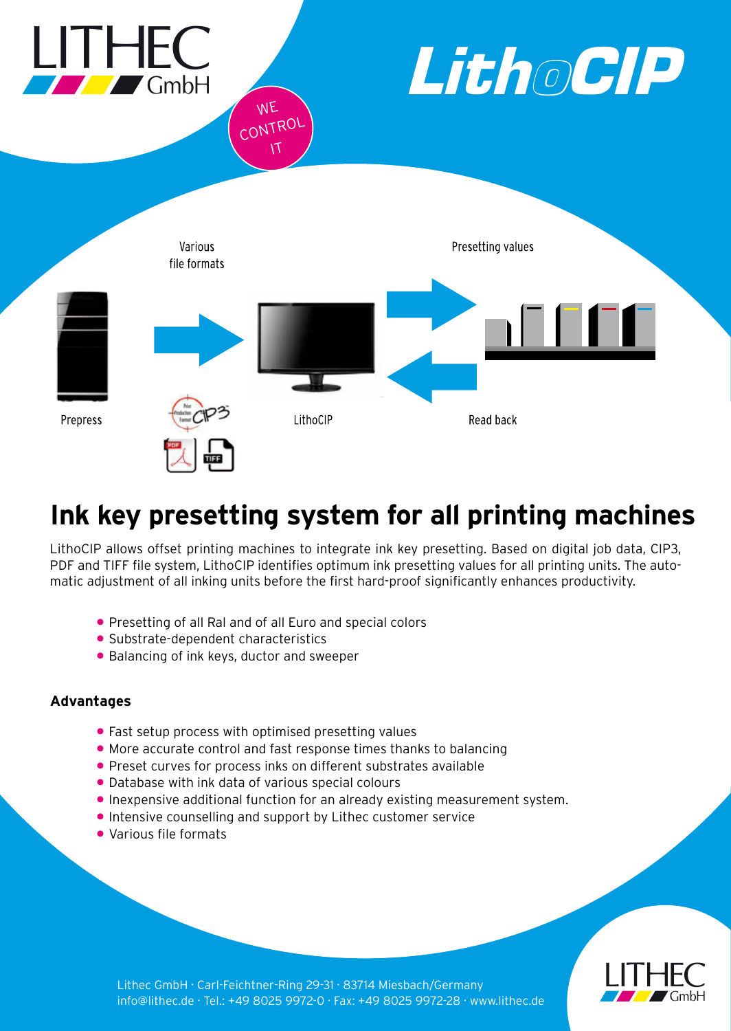# LITHEC GmbH

# LithoCIP

WE CONTROL IT

Various file formats

Presetting values

Prepress

LithoCIP

Read back

## Ink key presetting system for all printing machines

LithoCIP allows offset printing machines to integrate ink key presetting. Based on digital job data, CIP3, PDF and TIFF file system, LithoCIP identifies optimum ink presetting values for all printing units. The automatic adjustment of all inking units before the first hard-proof significantly enhances productivity.

- Presetting of all Ral and of all Euro and special colors
- Substrate-dependent characteristics
- Balancing of ink keys, ductor and sweeper

### Advantages

- Fast setup process with optimised presetting values
- More accurate control and fast response times thanks to balancing
- Preset curves for process inks on different substrates available
- Database with ink data of various special colours
- Inexpensive additional function for an already existing measurement system.
- Intensive counselling and support by Lithec customer service
- Various file formats

Lithec GmbH · Carl-Feichtner-Ring 29-31 · 83714 Miesbach/Germany
info@lithec.de · Tel.: +49 8025 9972-0 · Fax: +49 8025 9972-28 · www.lithec.de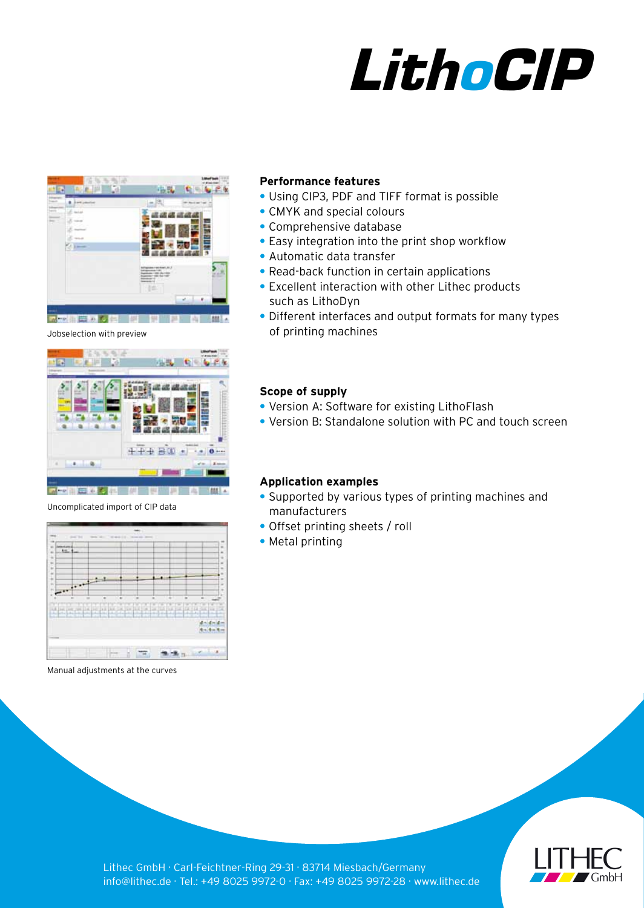# LithoCIP

Jobselection with preview

Uncomplicated import of CIP data

Manual adjustments at the curves

**Performance features**

- Using CIP3, PDF and TIFF format is possible
- CMYK and special colours
- Comprehensive database
- Easy integration into the print shop workflow
- Automatic data transfer
- Read-back function in certain applications
- Excellent interaction with other Lithec products such as LithoDyn
- Different interfaces and output formats for many types of printing machines

**Scope of supply**

- Version A: Software for existing LithoFlash
- Version B: Standalone solution with PC and touch screen

**Application examples**

- Supported by various types of printing machines and manufacturers
- Offset printing sheets / roll
- Metal printing

Lithec GmbH · Carl-Feichtner-Ring 29-31 · 83714 Miesbach/Germany
info@lithec.de · Tel.: +49 8025 9972-0 · Fax: +49 8025 9972-28 · www.lithec.de

LITHEC GmbH